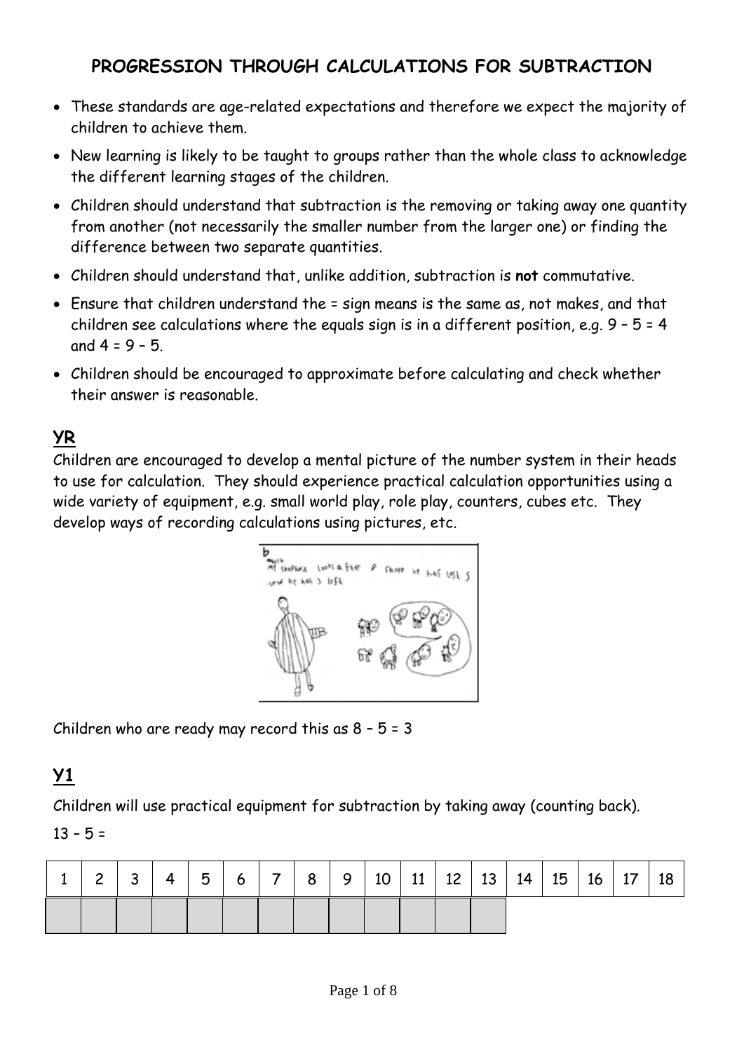# PROGRESSION THROUGH CALCULATIONS FOR SUBTRACTION

- These standards are age-related expectations and therefore we expect the majority of children to achieve them.
- New learning is likely to be taught to groups rather than the whole class to acknowledge the different learning stages of the children.
- Children should understand that subtraction is the removing or taking away one quantity from another (not necessarily the smaller number from the larger one) or finding the difference between two separate quantities.
- Children should understand that, unlike addition, subtraction is **not** commutative.
- Ensure that children understand the = sign means is the same as, not makes, and that children see calculations where the equals sign is in a different position, e.g. 9 – 5 = 4 and 4 = 9 – 5.
- Children should be encouraged to approximate before calculating and check whether their answer is reasonable.

## YR

Children are encouraged to develop a mental picture of the number system in their heads to use for calculation. They should experience practical calculation opportunities using a wide variety of equipment, e.g. small world play, role play, counters, cubes etc. They develop ways of recording calculations using pictures, etc.

Children who are ready may record this as 8 – 5 = 3

## Y1

Children will use practical equipment for subtraction by taking away (counting back).

13 – 5 =

| 1 | 2 | 3 | 4 | 5 | 6 | 7 | 8 | 9 | 10 | 11 | 12 | 13 | 14 | 15 | 16 | 17 | 18 |
|---|---|---|---|---|---|---|---|---|---|---|---|---|---|---|---|---|---|
| | | | | | | | | | | | | | | | | | |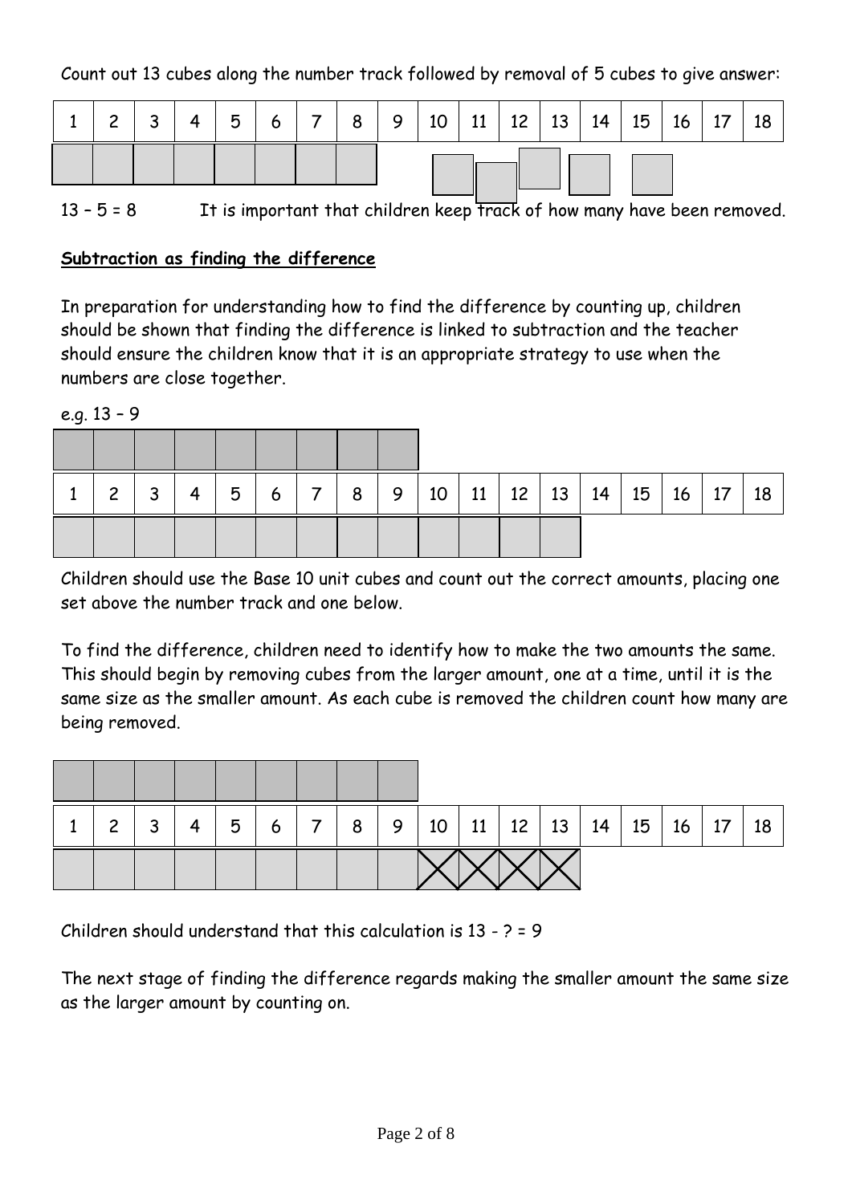Count out 13 cubes along the number track followed by removal of 5 cubes to give answer:

| 1 | 2 | 3 | 4 | 5 | 6 | 7 | 8 | 9 | 10 | 11 | 12 | 13 | 14 | 15 | 16 | 17 | 18 |
|---|---|---|---|---|---|---|---|---|---|---|---|---|---|---|---|---|---|

13 – 5 = 8 It is important that children keep track of how many have been removed.

**Subtraction as finding the difference**

In preparation for understanding how to find the difference by counting up, children should be shown that finding the difference is linked to subtraction and the teacher should ensure the children know that it is an appropriate strategy to use when the numbers are close together.

e.g. 13 – 9

| 1 | 2 | 3 | 4 | 5 | 6 | 7 | 8 | 9 | 10 | 11 | 12 | 13 | 14 | 15 | 16 | 17 | 18 |
|---|---|---|---|---|---|---|---|---|---|---|---|---|---|---|---|---|---|

Children should use the Base 10 unit cubes and count out the correct amounts, placing one set above the number track and one below.

To find the difference, children need to identify how to make the two amounts the same. This should begin by removing cubes from the larger amount, one at a time, until it is the same size as the smaller amount. As each cube is removed the children count how many are being removed.

| 1 | 2 | 3 | 4 | 5 | 6 | 7 | 8 | 9 | 10 | 11 | 12 | 13 | 14 | 15 | 16 | 17 | 18 |
|---|---|---|---|---|---|---|---|---|---|---|---|---|---|---|---|---|---|

Children should understand that this calculation is 13 - ? = 9

The next stage of finding the difference regards making the smaller amount the same size as the larger amount by counting on.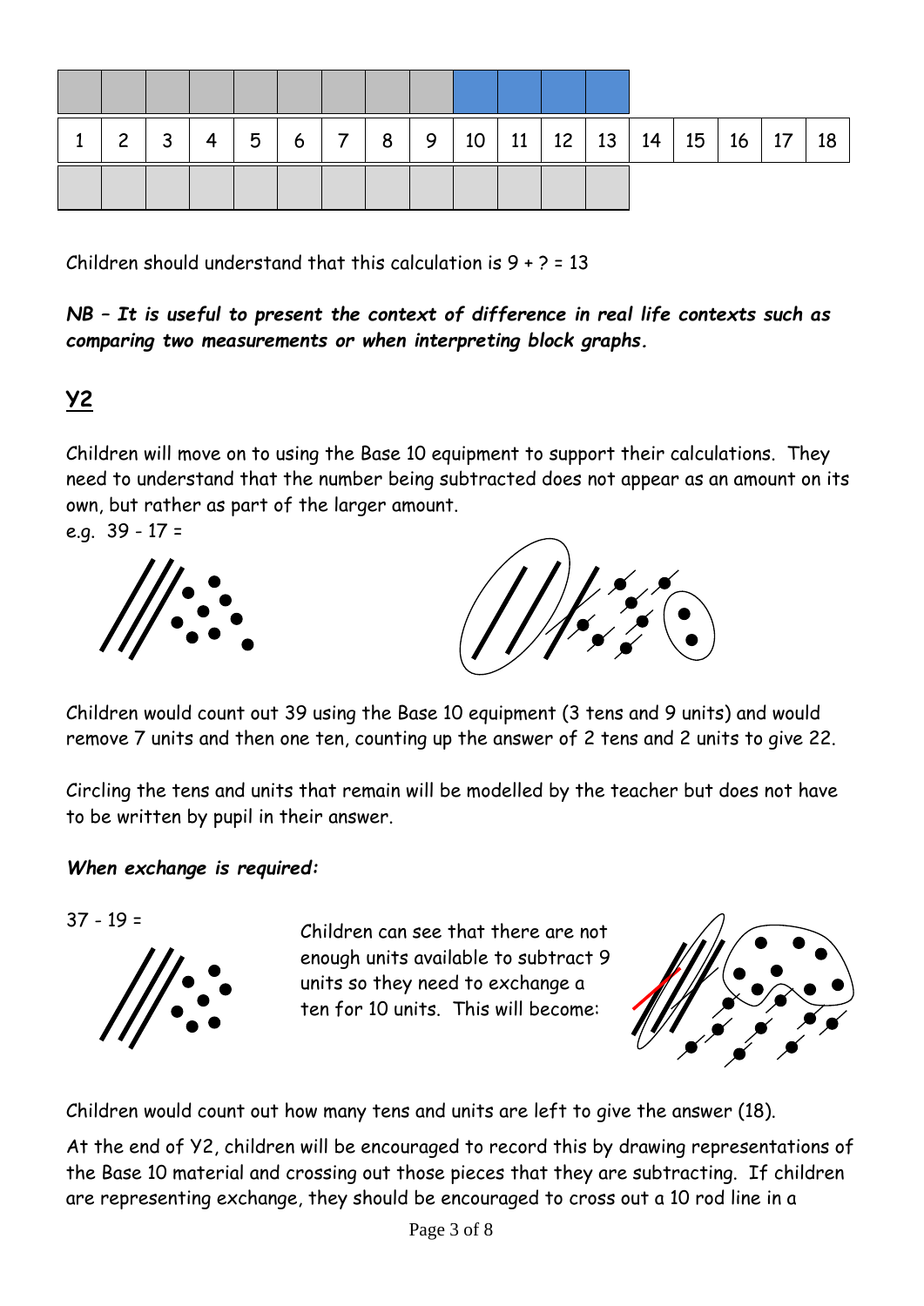| | | | | | | | | | | | | | | | | | |
|---|---|---|---|---|---|---|---|---|---|---|---|---|---|---|---|---|---|
| 1 | 2 | 3 | 4 | 5 | 6 | 7 | 8 | 9 | 10 | 11 | 12 | 13 | 14 | 15 | 16 | 17 | 18 |

Children should understand that this calculation is 9 + ? = 13

***NB – It is useful to present the context of difference in real life contexts such as comparing two measurements or when interpreting block graphs.***

## Y2

Children will move on to using the Base 10 equipment to support their calculations. They need to understand that the number being subtracted does not appear as an amount on its own, but rather as part of the larger amount.

e.g. 39 - 17 =

Children would count out 39 using the Base 10 equipment (3 tens and 9 units) and would remove 7 units and then one ten, counting up the answer of 2 tens and 2 units to give 22.

Circling the tens and units that remain will be modelled by the teacher but does not have to be written by pupil in their answer.

***When exchange is required:***

37 - 19 =

Children can see that there are not enough units available to subtract 9 units so they need to exchange a ten for 10 units. This will become:

Children would count out how many tens and units are left to give the answer (18).

At the end of Y2, children will be encouraged to record this by drawing representations of the Base 10 material and crossing out those pieces that they are subtracting. If children are representing exchange, they should be encouraged to cross out a 10 rod line in a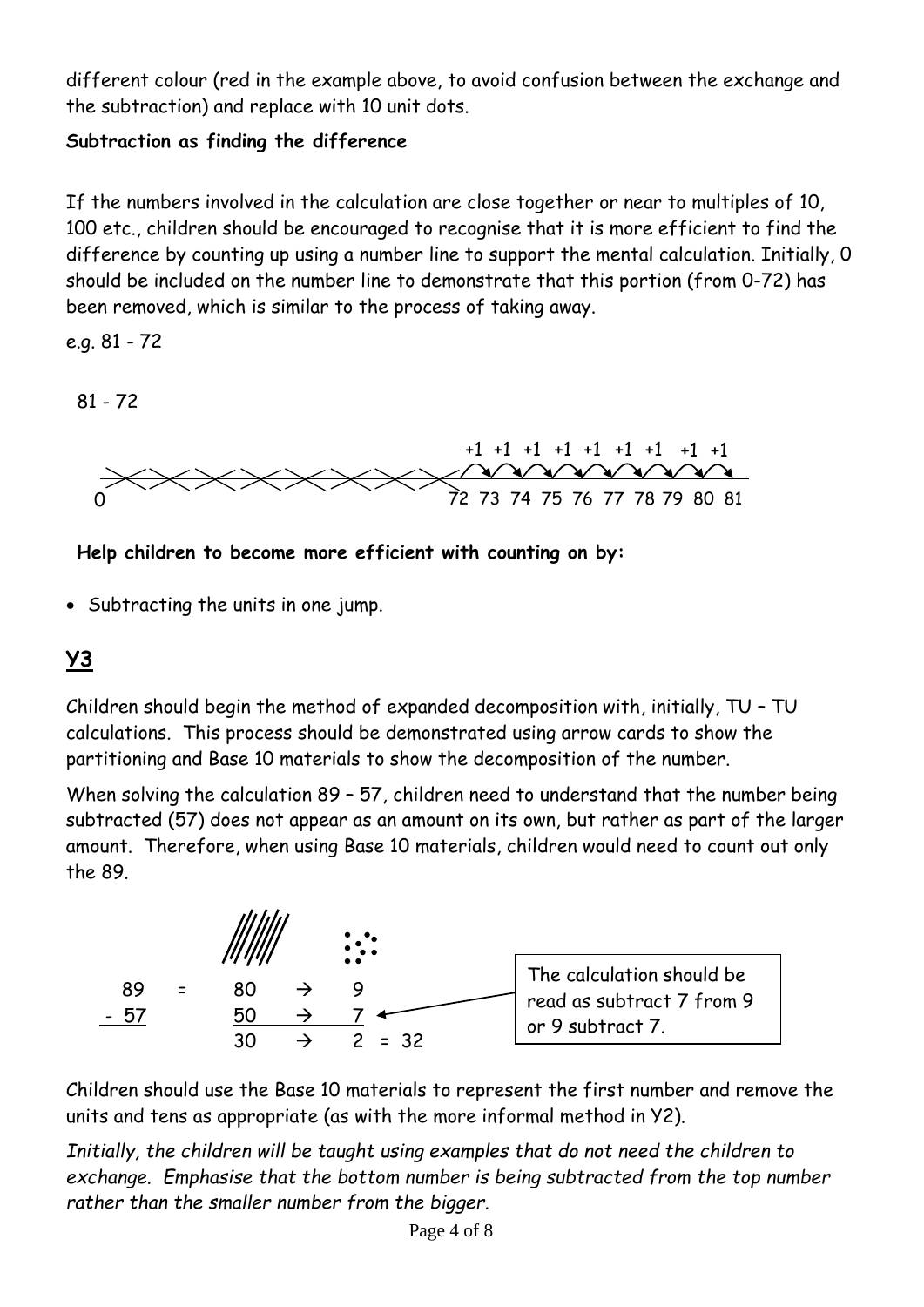different colour (red in the example above, to avoid confusion between the exchange and the subtraction) and replace with 10 unit dots.

**Subtraction as finding the difference**

If the numbers involved in the calculation are close together or near to multiples of 10, 100 etc., children should be encouraged to recognise that it is more efficient to find the difference by counting up using a number line to support the mental calculation. Initially, 0 should be included on the number line to demonstrate that this portion (from 0-72) has been removed, which is similar to the process of taking away.

e.g. 81 - 72

81 - 72

+1 +1 +1 +1 +1 +1 +1 +1 +1

0 72 73 74 75 76 77 78 79 80 81

**Help children to become more efficient with counting on by:**

- Subtracting the units in one jump.

## Y3

Children should begin the method of expanded decomposition with, initially, TU – TU calculations. This process should be demonstrated using arrow cards to show the partitioning and Base 10 materials to show the decomposition of the number.

When solving the calculation 89 – 57, children need to understand that the number being subtracted (57) does not appear as an amount on its own, but rather as part of the larger amount. Therefore, when using Base 10 materials, children would need to count out only the 89.

```
  89  =  80  →  9
- 57     50  →  7
         30  →  2  = 32
```

The calculation should be read as subtract 7 from 9 or 9 subtract 7.

Children should use the Base 10 materials to represent the first number and remove the units and tens as appropriate (as with the more informal method in Y2).

*Initially, the children will be taught using examples that do not need the children to exchange. Emphasise that the bottom number is being subtracted from the top number rather than the smaller number from the bigger.*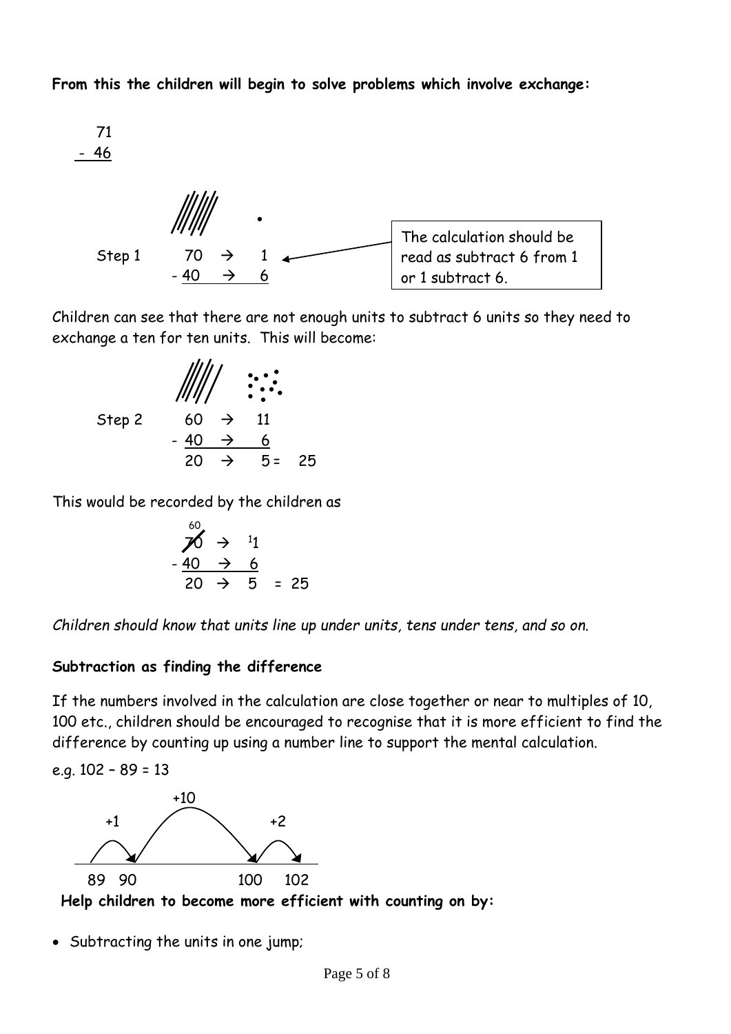**From this the children will begin to solve problems which involve exchange:**

```
 71
- 46
```

```
Step 1     70  →  1
         - 40  →  6
```

The calculation should be read as subtract 6 from 1 or 1 subtract 6.

Children can see that there are not enough units to subtract 6 units so they need to exchange a ten for ten units. This will become:

```
Step 2     60  →  11
         - 40  →   6
           20  →   5 =  25
```

This would be recorded by the children as

```
   60
   7̸0  →  ¹1
 - 40  →   6
   20  →   5  = 25
```

*Children should know that units line up under units, tens under tens, and so on.*

**Subtraction as finding the difference**

If the numbers involved in the calculation are close together or near to multiples of 10, 100 etc., children should be encouraged to recognise that it is more efficient to find the difference by counting up using a number line to support the mental calculation.

e.g. 102 – 89 = 13

```
 +1        +10        +2
89 → 90 ------→ 100 → 102
```

**Help children to become more efficient with counting on by:**

- Subtracting the units in one jump;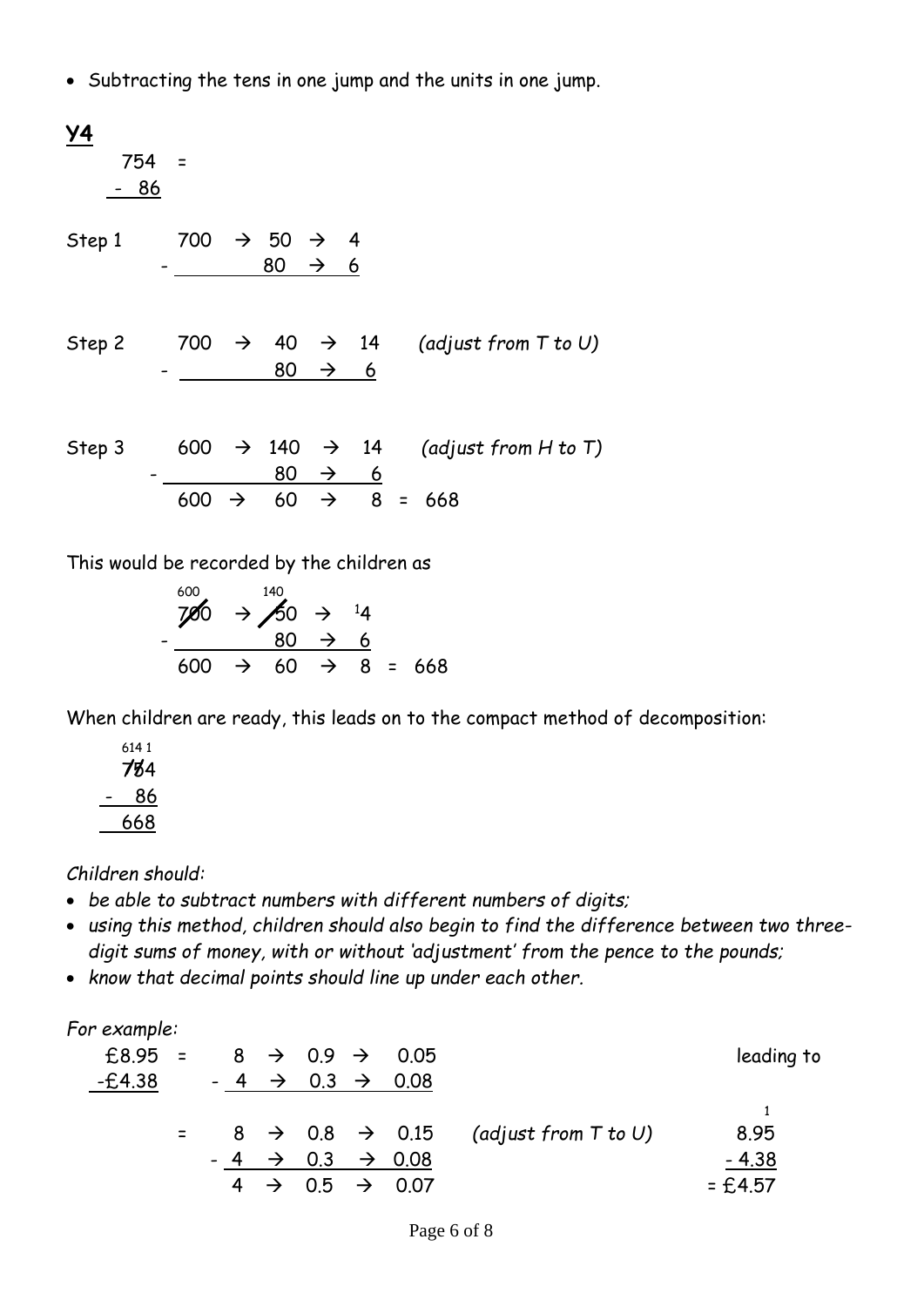- Subtracting the tens in one jump and the units in one jump.

**Y4**

```
  754  =
-  86
```

```
Step 1      700  →  50  →   4
        -            80  →   6
```

```
Step 2      700  →  40  →  14     (adjust from T to U)
        -            80  →   6
```

```
Step 3      600  →  140  →  14    (adjust from H to T)
        -             80  →   6
            600  →   60  →   8  =  668
```

This would be recorded by the children as

```
      600         140
      7̸00   →   5̸0   →  ¹4
  -               80   →   6
      600    →    60   →   8  =  668
```

When children are ready, this leads on to the compact method of decomposition:

```
  614 1
  7̸5̸4
 -  86
   668
```

*Children should:*

- *be able to subtract numbers with different numbers of digits;*
- *using this method, children should also begin to find the difference between two three-digit sums of money, with or without 'adjustment' from the pence to the pounds;*
- *know that decimal points should line up under each other.*

*For example:*

```
  £8.95  =     8  →  0.9  →  0.05                              leading to
 -£4.38      - 4  →  0.3  →  0.08
                                                                   1
         =     8  →  0.8  →  0.15     (adjust from T to U)       8.95
             - 4  →  0.3  →  0.08                               - 4.38
               4  →  0.5  →  0.07                              = £4.57
```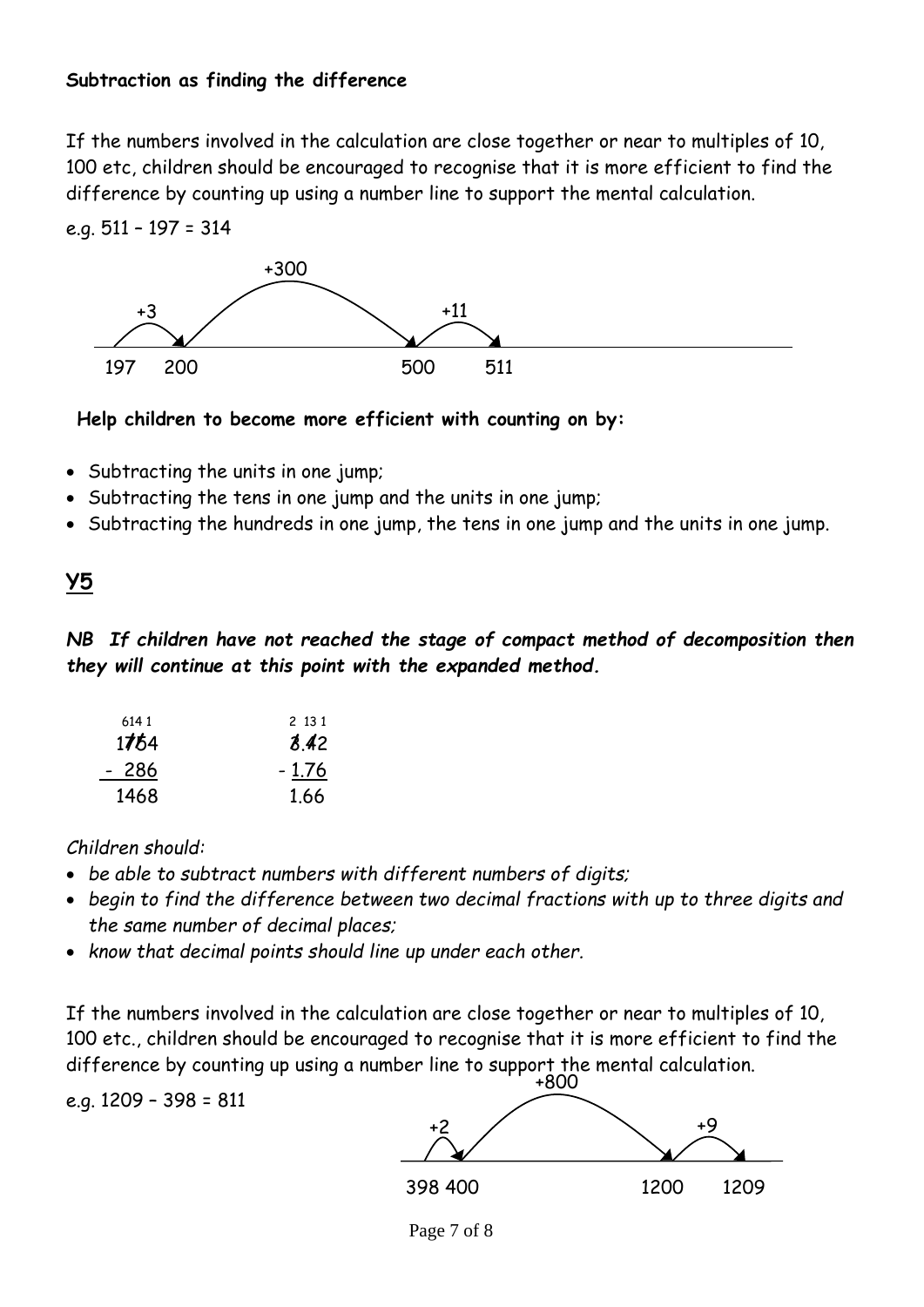**Subtraction as finding the difference**

If the numbers involved in the calculation are close together or near to multiples of 10, 100 etc, children should be encouraged to recognise that it is more efficient to find the difference by counting up using a number line to support the mental calculation.

e.g. 511 – 197 = 314

```
      +3        +300            +11
197   200              500      511
```

**Help children to become more efficient with counting on by:**

- Subtracting the units in one jump;
- Subtracting the tens in one jump and the units in one jump;
- Subtracting the hundreds in one jump, the tens in one jump and the units in one jump.

## Y5

***NB If children have not reached the stage of compact method of decomposition then they will continue at this point with the expanded method.***

```
 614 1        2 13 1
 1754          3.42
-  286        - 1.76
 1468          1.66
```

*Children should:*

- *be able to subtract numbers with different numbers of digits;*
- *begin to find the difference between two decimal fractions with up to three digits and the same number of decimal places;*
- *know that decimal points should line up under each other.*

If the numbers involved in the calculation are close together or near to multiples of 10, 100 etc., children should be encouraged to recognise that it is more efficient to find the difference by counting up using a number line to support the mental calculation.

e.g. 1209 – 398 = 811

```
    +2        +800         +9
398 400              1200     1209
```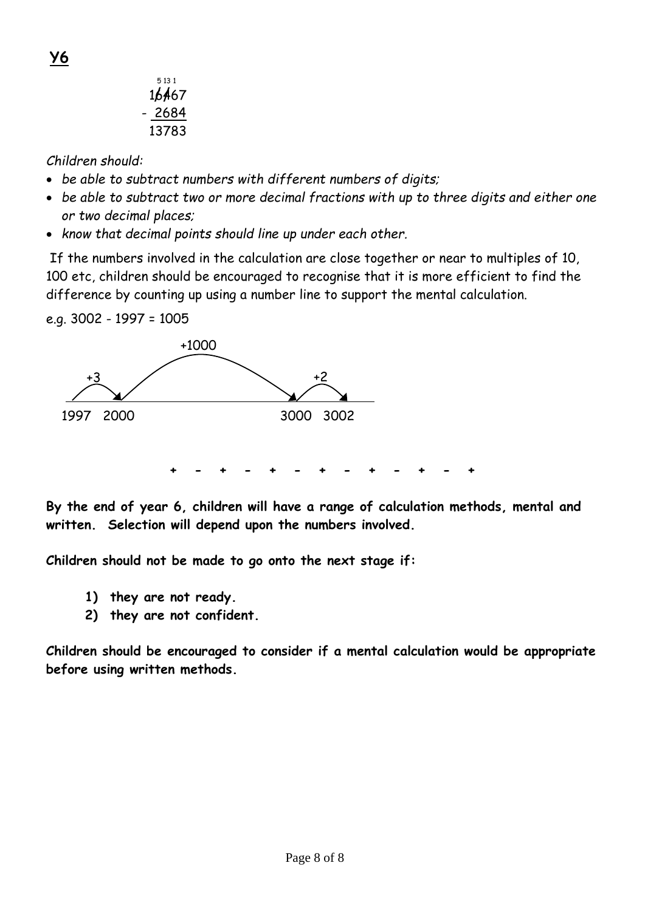## Y6

```
   5 13 1
  16467
-  2684
  13783
```

*Children should:*

- *be able to subtract numbers with different numbers of digits;*
- *be able to subtract two or more decimal fractions with up to three digits and either one or two decimal places;*
- *know that decimal points should line up under each other.*

If the numbers involved in the calculation are close together or near to multiples of 10, 100 etc, children should be encouraged to recognise that it is more efficient to find the difference by counting up using a number line to support the mental calculation.

e.g. 3002 - 1997 = 1005

+1000

+3

+2

1997 2000

3000 3002

\+ - + - + - + - + - + - +

**By the end of year 6, children will have a range of calculation methods, mental and written. Selection will depend upon the numbers involved.**

**Children should not be made to go onto the next stage if:**

1) **they are not ready.**
2) **they are not confident.**

**Children should be encouraged to consider if a mental calculation would be appropriate before using written methods.**